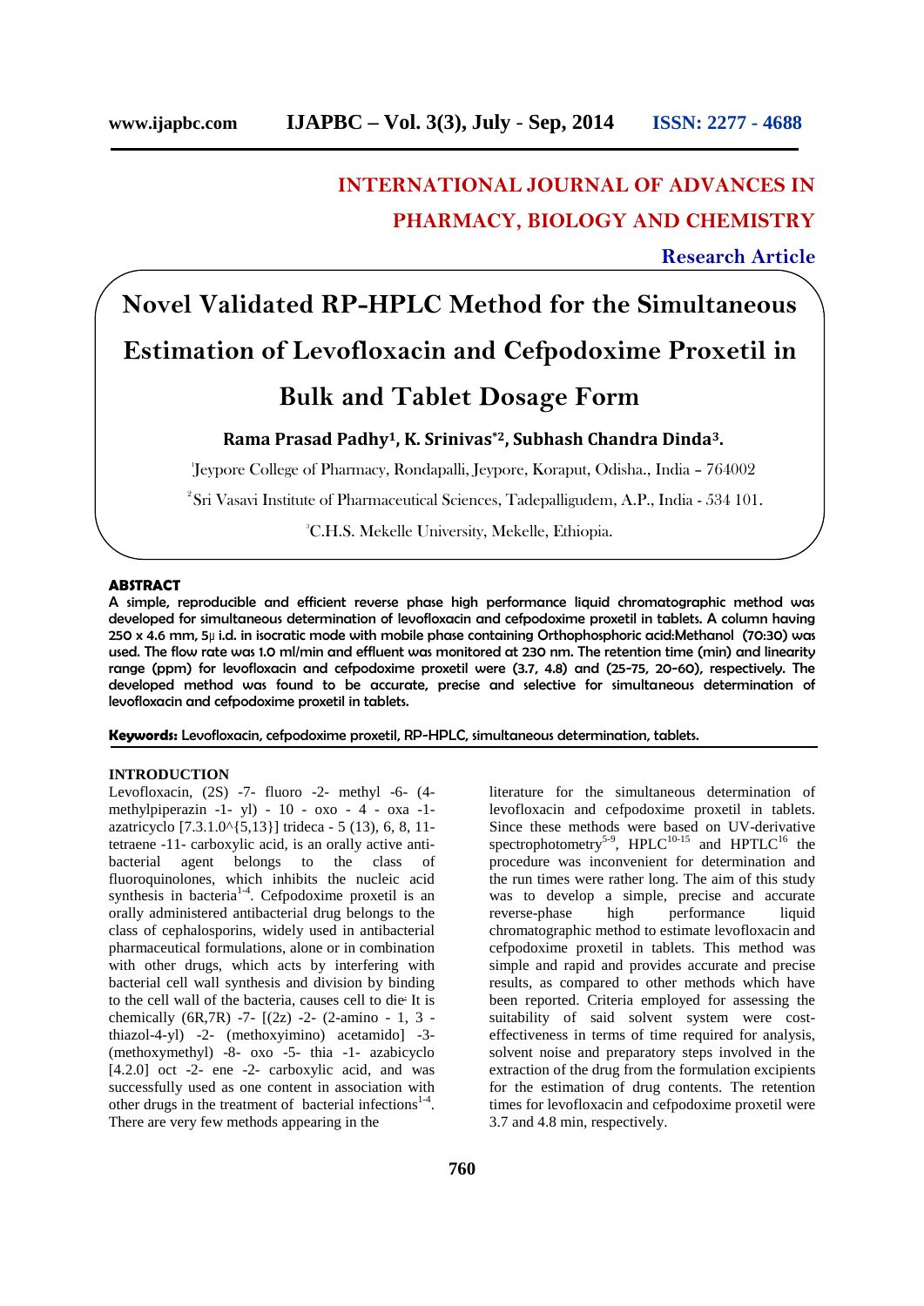# INTERNATIONAL JOURNAL OF ADVANCES IN PHARMACY, BIOLOGY AND CHEMISTRY

**Research Article**

# Novel Validated RP-HPLC Method for the Simultaneous Estimation of Levofloxacin and Cefpodoxime Proxetil in Bulk and Tablet Dosage Form

**Rama Prasad Padhy[1], K. Srinivas*[2], Subhash Chandra Dinda[3].**

[1]Jeypore College of Pharmacy, Rondapalli, Jeypore, Koraput, Odisha., India – 764002

[2]Sri Vasavi Institute of Pharmaceutical Sciences, Tadepalligudem, A.P., India - 534 101.

[3]C.H.S. Mekelle University, Mekelle, Ethiopia.

## ABSTRACT

A simple, reproducible and efficient reverse phase high performance liquid chromatographic method was developed for simultaneous determination of levofloxacin and cefpodoxime proxetil in tablets. A column having 250 x 4.6 mm, 5μ i.d. in isocratic mode with mobile phase containing Orthophosphoric acid:Methanol (70:30) was used. The flow rate was 1.0 ml/min and effluent was monitored at 230 nm. The retention time (min) and linearity range (ppm) for levofloxacin and cefpodoxime proxetil were (3.7, 4.8) and (25-75, 20-60), respectively. The developed method was found to be accurate, precise and selective for simultaneous determination of levofloxacin and cefpodoxime proxetil in tablets.

**Keywords:** Levofloxacin, cefpodoxime proxetil, RP-HPLC, simultaneous determination, tablets.

## INTRODUCTION

Levofloxacin, (2S) -7- fluoro -2- methyl -6- (4-methylpiperazin -1- yl) - 10 - oxo - 4 - oxa -1-azatricyclo [7.3.1.0^{5,13}] trideca - 5 (13), 6, 8, 11-tetraene -11- carboxylic acid, is an orally active anti-bacterial agent belongs to the class of fluoroquinolones, which inhibits the nucleic acid synthesis in bacteria[1-4]. Cefpodoxime proxetil is an orally administered antibacterial drug belongs to the class of cephalosporins, widely used in antibacterial pharmaceutical formulations, alone or in combination with other drugs, which acts by interfering with bacterial cell wall synthesis and division by binding to the cell wall of the bacteria, causes cell to die. It is chemically (6R,7R) -7- [(2z) -2- (2-amino - 1, 3 -thiazol-4-yl) -2- (methoxyimino) acetamido] -3-(methoxymethyl) -8- oxo -5- thia -1- azabicyclo [4.2.0] oct -2- ene -2- carboxylic acid, and was successfully used as one content in association with other drugs in the treatment of bacterial infections[1-4]. There are very few methods appearing in the literature for the simultaneous determination of levofloxacin and cefpodoxime proxetil in tablets. Since these methods were based on UV-derivative spectrophotometry[5-9], HPLC[10-15] and HPTLC[16] the procedure was inconvenient for determination and the run times were rather long. The aim of this study was to develop a simple, precise and accurate reverse-phase high performance liquid chromatographic method to estimate levofloxacin and cefpodoxime proxetil in tablets. This method was simple and rapid and provides accurate and precise results, as compared to other methods which have been reported. Criteria employed for assessing the suitability of said solvent system were cost-effectiveness in terms of time required for analysis, solvent noise and preparatory steps involved in the extraction of the drug from the formulation excipients for the estimation of drug contents. The retention times for levofloxacin and cefpodoxime proxetil were 3.7 and 4.8 min, respectively.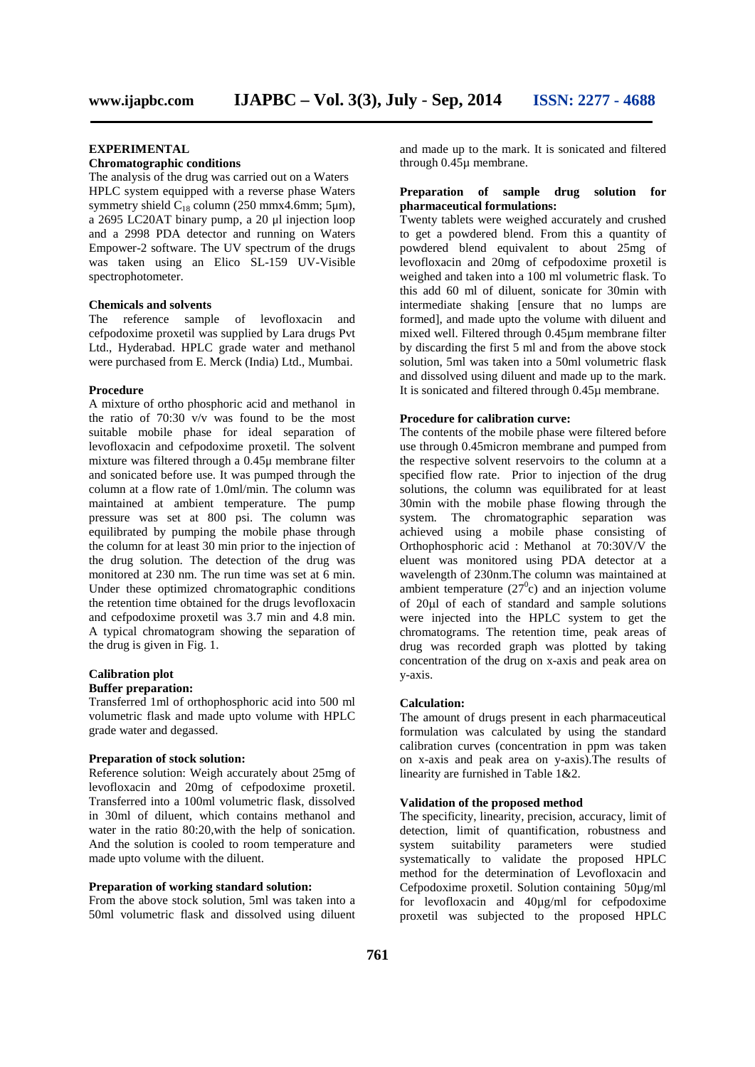## EXPERIMENTAL

### Chromatographic conditions

The analysis of the drug was carried out on a Waters HPLC system equipped with a reverse phase Waters symmetry shield $C_{18}$ column (250 mmx4.6mm; 5µm), a 2695 LC20AT binary pump, a 20 µl injection loop and a 2998 PDA detector and running on Waters Empower-2 software. The UV spectrum of the drugs was taken using an Elico SL-159 UV-Visible spectrophotometer.

### Chemicals and solvents

The reference sample of levofloxacin and cefpodoxime proxetil was supplied by Lara drugs Pvt Ltd., Hyderabad. HPLC grade water and methanol were purchased from E. Merck (India) Ltd., Mumbai.

### Procedure

A mixture of ortho phosphoric acid and methanol in the ratio of 70:30 v/v was found to be the most suitable mobile phase for ideal separation of levofloxacin and cefpodoxime proxetil. The solvent mixture was filtered through a 0.45µ membrane filter and sonicated before use. It was pumped through the column at a flow rate of 1.0ml/min. The column was maintained at ambient temperature. The pump pressure was set at 800 psi. The column was equilibrated by pumping the mobile phase through the column for at least 30 min prior to the injection of the drug solution. The detection of the drug was monitored at 230 nm. The run time was set at 6 min. Under these optimized chromatographic conditions the retention time obtained for the drugs levofloxacin and cefpodoxime proxetil was 3.7 min and 4.8 min. A typical chromatogram showing the separation of the drug is given in Fig. 1.

### Calibration plot

**Buffer preparation:**

Transferred 1ml of orthophosphoric acid into 500 ml volumetric flask and made upto volume with HPLC grade water and degassed.

**Preparation of stock solution:**

Reference solution: Weigh accurately about 25mg of levofloxacin and 20mg of cefpodoxime proxetil. Transferred into a 100ml volumetric flask, dissolved in 30ml of diluent, which contains methanol and water in the ratio 80:20,with the help of sonication. And the solution is cooled to room temperature and made upto volume with the diluent.

**Preparation of working standard solution:**

From the above stock solution, 5ml was taken into a 50ml volumetric flask and dissolved using diluent and made up to the mark. It is sonicated and filtered through 0.45µ membrane.

**Preparation of sample drug solution for pharmaceutical formulations:**

Twenty tablets were weighed accurately and crushed to get a powdered blend. From this a quantity of powdered blend equivalent to about 25mg of levofloxacin and 20mg of cefpodoxime proxetil is weighed and taken into a 100 ml volumetric flask. To this add 60 ml of diluent, sonicate for 30min with intermediate shaking [ensure that no lumps are formed], and made upto the volume with diluent and mixed well. Filtered through 0.45µm membrane filter by discarding the first 5 ml and from the above stock solution, 5ml was taken into a 50ml volumetric flask and dissolved using diluent and made up to the mark. It is sonicated and filtered through 0.45µ membrane.

**Procedure for calibration curve:**

The contents of the mobile phase were filtered before use through 0.45micron membrane and pumped from the respective solvent reservoirs to the column at a specified flow rate. Prior to injection of the drug solutions, the column was equilibrated for at least 30min with the mobile phase flowing through the system. The chromatographic separation was achieved using a mobile phase consisting of Orthophosphoric acid : Methanol at 70:30V/V the eluent was monitored using PDA detector at a wavelength of 230nm.The column was maintained at ambient temperature ($27^0$c) and an injection volume of 20µl of each of standard and sample solutions were injected into the HPLC system to get the chromatograms. The retention time, peak areas of drug was recorded graph was plotted by taking concentration of the drug on x-axis and peak area on y-axis.

**Calculation:**

The amount of drugs present in each pharmaceutical formulation was calculated by using the standard calibration curves (concentration in ppm was taken on x-axis and peak area on y-axis).The results of linearity are furnished in Table 1&2.

### Validation of the proposed method

The specificity, linearity, precision, accuracy, limit of detection, limit of quantification, robustness and system suitability parameters were studied systematically to validate the proposed HPLC method for the determination of Levofloxacin and Cefpodoxime proxetil. Solution containing 50µg/ml for levofloxacin and 40µg/ml for cefpodoxime proxetil was subjected to the proposed HPLC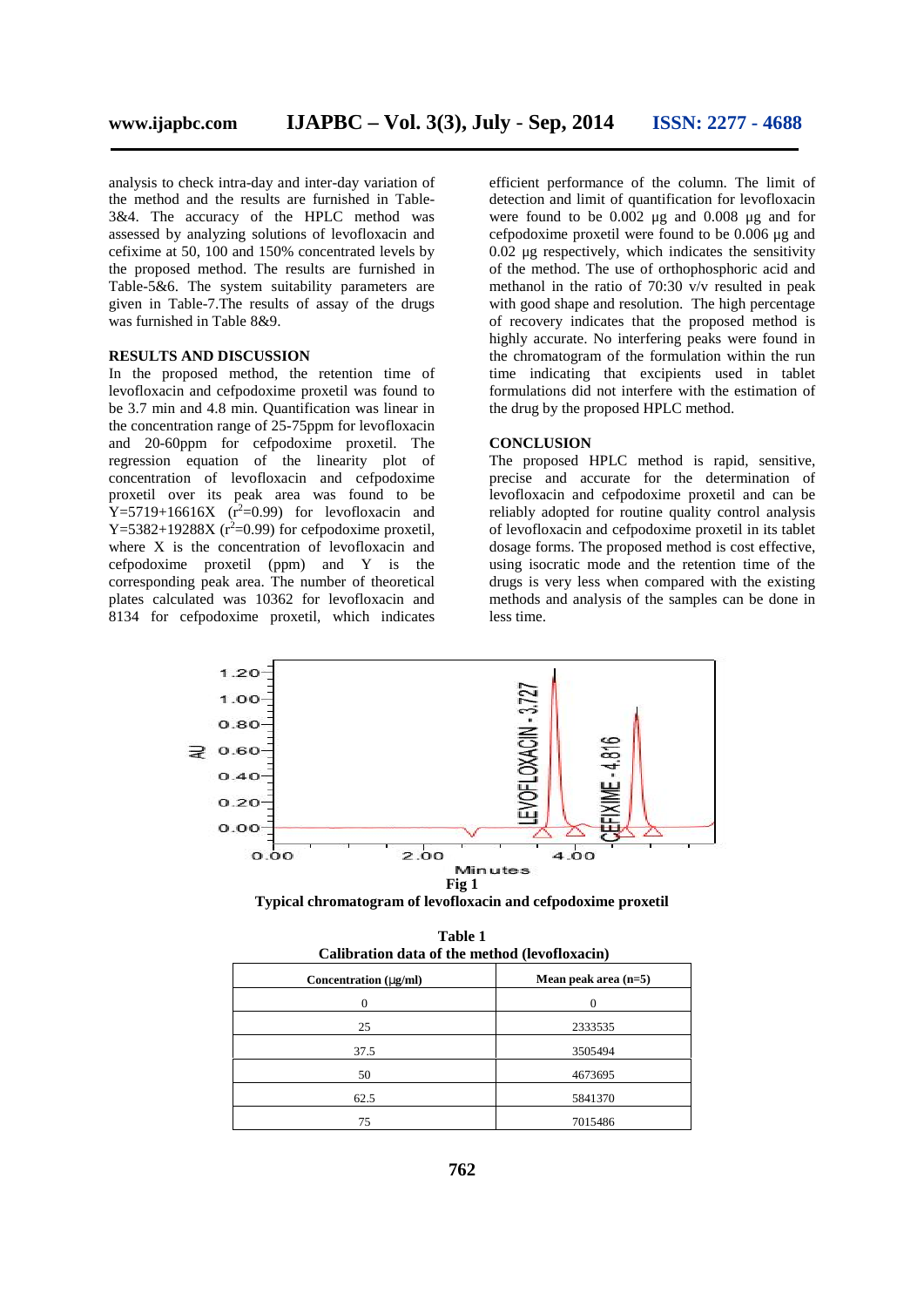analysis to check intra-day and inter-day variation of the method and the results are furnished in Table-3&4. The accuracy of the HPLC method was assessed by analyzing solutions of levofloxacin and cefixime at 50, 100 and 150% concentrated levels by the proposed method. The results are furnished in Table-5&6. The system suitability parameters are given in Table-7.The results of assay of the drugs was furnished in Table 8&9.

## RESULTS AND DISCUSSION

In the proposed method, the retention time of levofloxacin and cefpodoxime proxetil was found to be 3.7 min and 4.8 min. Quantification was linear in the concentration range of 25-75ppm for levofloxacin and 20-60ppm for cefpodoxime proxetil. The regression equation of the linearity plot of concentration of levofloxacin and cefpodoxime proxetil over its peak area was found to be $Y=5719+16616X$ ($r^2=0.99$) for levofloxacin and $Y=5382+19288X$ ($r^2=0.99$) for cefpodoxime proxetil, where X is the concentration of levofloxacin and cefpodoxime proxetil (ppm) and Y is the corresponding peak area. The number of theoretical plates calculated was 10362 for levofloxacin and 8134 for cefpodoxime proxetil, which indicates efficient performance of the column. The limit of detection and limit of quantification for levofloxacin were found to be 0.002 µg and 0.008 µg and for cefpodoxime proxetil were found to be 0.006 µg and 0.02 µg respectively, which indicates the sensitivity of the method. The use of orthophosphoric acid and methanol in the ratio of 70:30 v/v resulted in peak with good shape and resolution. The high percentage of recovery indicates that the proposed method is highly accurate. No interfering peaks were found in the chromatogram of the formulation within the run time indicating that excipients used in tablet formulations did not interfere with the estimation of the drug by the proposed HPLC method.

## CONCLUSION

The proposed HPLC method is rapid, sensitive, precise and accurate for the determination of levofloxacin and cefpodoxime proxetil and can be reliably adopted for routine quality control analysis of levofloxacin and cefpodoxime proxetil in its tablet dosage forms. The proposed method is cost effective, using isocratic mode and the retention time of the drugs is very less when compared with the existing methods and analysis of the samples can be done in less time.

**Fig 1**

**Typical chromatogram of levofloxacin and cefpodoxime proxetil**

**Table 1**
**Calibration data of the method (levofloxacin)**

| Concentration (µg/ml) | Mean peak area (n=5) |
|---|---|
| 0 | 0 |
| 25 | 2333535 |
| 37.5 | 3505494 |
| 50 | 4673695 |
| 62.5 | 5841370 |
| 75 | 7015486 |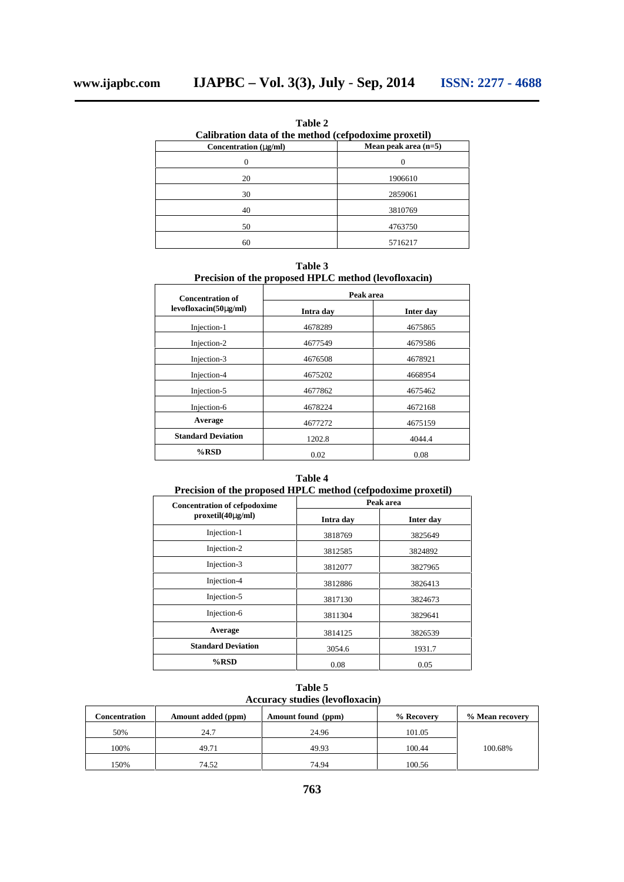**Table 2**
**Calibration data of the method (cefpodoxime proxetil)**

| Concentration (μg/ml) | Mean peak area (n=5) |
|---|---|
| 0 | 0 |
| 20 | 1906610 |
| 30 | 2859061 |
| 40 | 3810769 |
| 50 | 4763750 |
| 60 | 5716217 |

**Table 3**
**Precision of the proposed HPLC method (levofloxacin)**

| Concentration of levofloxacin(50μg/ml) | Peak area | |
|---|---|---|
| | Intra day | Inter day |
| Injection-1 | 4678289 | 4675865 |
| Injection-2 | 4677549 | 4679586 |
| Injection-3 | 4676508 | 4678921 |
| Injection-4 | 4675202 | 4668954 |
| Injection-5 | 4677862 | 4675462 |
| Injection-6 | 4678224 | 4672168 |
| **Average** | 4677272 | 4675159 |
| **Standard Deviation** | 1202.8 | 4044.4 |
| **%RSD** | 0.02 | 0.08 |

**Table 4**
**Precision of the proposed HPLC method (cefpodoxime proxetil)**

| Concentration of cefpodoxime proxetil(40μg/ml) | Peak area | |
|---|---|---|
| | Intra day | Inter day |
| Injection-1 | 3818769 | 3825649 |
| Injection-2 | 3812585 | 3824892 |
| Injection-3 | 3812077 | 3827965 |
| Injection-4 | 3812886 | 3826413 |
| Injection-5 | 3817130 | 3824673 |
| Injection-6 | 3811304 | 3829641 |
| **Average** | 3814125 | 3826539 |
| **Standard Deviation** | 3054.6 | 1931.7 |
| **%RSD** | 0.08 | 0.05 |

**Table 5**
**Accuracy studies (levofloxacin)**

| Concentration | Amount added (ppm) | Amount found (ppm) | % Recovery | % Mean recovery |
|---|---|---|---|---|
| 50% | 24.7 | 24.96 | 101.05 | |
| 100% | 49.71 | 49.93 | 100.44 | 100.68% |
| 150% | 74.52 | 74.94 | 100.56 | |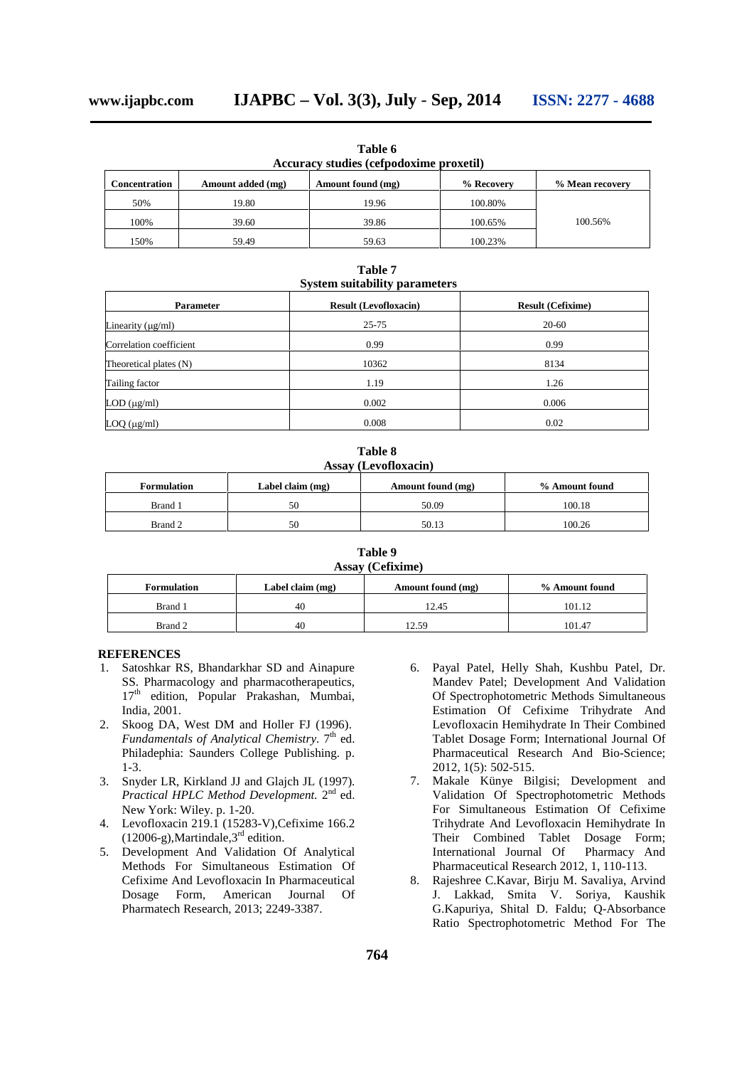**Table 6**
**Accuracy studies (cefpodoxime proxetil)**

| Concentration | Amount added (mg) | Amount found (mg) | % Recovery | % Mean recovery |
|---|---|---|---|---|
| 50% | 19.80 | 19.96 | 100.80% | 100.56% |
| 100% | 39.60 | 39.86 | 100.65% | |
| 150% | 59.49 | 59.63 | 100.23% | |

**Table 7**
**System suitability parameters**

| Parameter | Result (Levofloxacin) | Result (Cefixime) |
|---|---|---|
| Linearity (μg/ml) | 25-75 | 20-60 |
| Correlation coefficient | 0.99 | 0.99 |
| Theoretical plates (N) | 10362 | 8134 |
| Tailing factor | 1.19 | 1.26 |
| LOD (μg/ml) | 0.002 | 0.006 |
| LOQ (μg/ml) | 0.008 | 0.02 |

**Table 8**
**Assay (Levofloxacin)**

| Formulation | Label claim (mg) | Amount found (mg) | % Amount found |
|---|---|---|---|
| Brand 1 | 50 | 50.09 | 100.18 |
| Brand 2 | 50 | 50.13 | 100.26 |

**Table 9**
**Assay (Cefixime)**

| Formulation | Label claim (mg) | Amount found (mg) | % Amount found |
|---|---|---|---|
| Brand 1 | 40 | 12.45 | 101.12 |
| Brand 2 | 40 | 12.59 | 101.47 |

## REFERENCES

1. Satoshkar RS, Bhandarkhar SD and Ainapure SS. Pharmacology and pharmacotherapeutics, 17th edition, Popular Prakashan, Mumbai, India, 2001.
2. Skoog DA, West DM and Holler FJ (1996). *Fundamentals of Analytical Chemistry*. 7th ed. Philadephia: Saunders College Publishing. p. 1-3.
3. Snyder LR, Kirkland JJ and Glajch JL (1997). *Practical HPLC Method Development.* 2nd ed. New York: Wiley. p. 1-20.
4. Levofloxacin 219.1 (15283-V),Cefixime 166.2 (12006-g),Martindale,3rd edition.
5. Development And Validation Of Analytical Methods For Simultaneous Estimation Of Cefixime And Levofloxacin In Pharmaceutical Dosage Form, American Journal Of Pharmatech Research, 2013; 2249-3387.
6. Payal Patel, Helly Shah, Kushbu Patel, Dr. Mandev Patel; Development And Validation Of Spectrophotometric Methods Simultaneous Estimation Of Cefixime Trihydrate And Levofloxacin Hemihydrate In Their Combined Tablet Dosage Form; International Journal Of Pharmaceutical Research And Bio-Science; 2012, 1(5): 502-515.
7. Makale Künye Bilgisi; Development and Validation Of Spectrophotometric Methods For Simultaneous Estimation Of Cefixime Trihydrate And Levofloxacin Hemihydrate In Their Combined Tablet Dosage Form; International Journal Of Pharmacy And Pharmaceutical Research 2012, 1, 110-113.
8. Rajeshree C.Kavar, Birju M. Savaliya, Arvind J. Lakkad, Smita V. Soriya, Kaushik G.Kapuriya, Shital D. Faldu; Q-Absorbance Ratio Spectrophotometric Method For The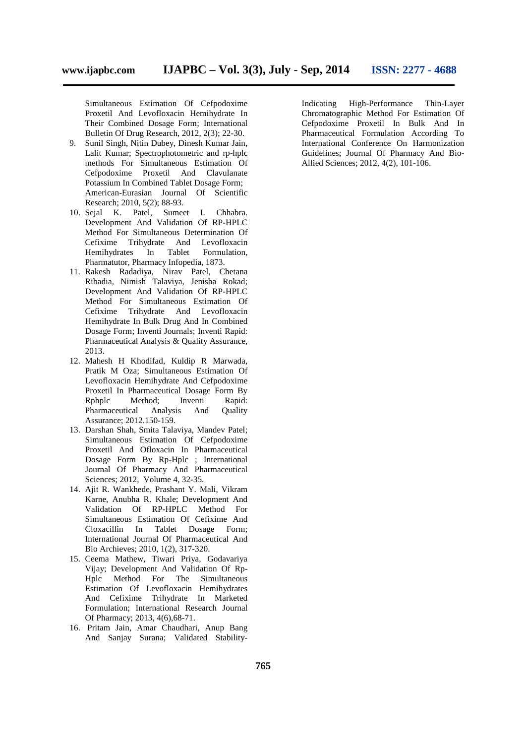Simultaneous Estimation Of Cefpodoxime Proxetil And Levofloxacin Hemihydrate In Their Combined Dosage Form; International Bulletin Of Drug Research, 2012, 2(3); 22-30.

9. Sunil Singh, Nitin Dubey, Dinesh Kumar Jain, Lalit Kumar; Spectrophotometric and rp-hplc methods For Simultaneous Estimation Of Cefpodoxime Proxetil And Clavulanate Potassium In Combined Tablet Dosage Form; American-Eurasian Journal Of Scientific Research; 2010, 5(2); 88-93.
10. Sejal K. Patel, Sumeet I. Chhabra. Development And Validation Of RP-HPLC Method For Simultaneous Determination Of Cefixime Trihydrate And Levofloxacin Hemihydrates In Tablet Formulation, Pharmatutor, Pharmacy Infopedia, 1873.
11. Rakesh Radadiya, Nirav Patel, Chetana Ribadia, Nimish Talaviya, Jenisha Rokad; Development And Validation Of RP-HPLC Method For Simultaneous Estimation Of Cefixime Trihydrate And Levofloxacin Hemihydrate In Bulk Drug And In Combined Dosage Form; Inventi Journals; Inventi Rapid: Pharmaceutical Analysis & Quality Assurance, 2013.
12. Mahesh H Khodifad, Kuldip R Marwada, Pratik M Oza; Simultaneous Estimation Of Levofloxacin Hemihydrate And Cefpodoxime Proxetil In Pharmaceutical Dosage Form By Rphplc Method; Inventi Rapid: Pharmaceutical Analysis And Quality Assurance; 2012.150-159.
13. Darshan Shah, Smita Talaviya, Mandev Patel; Simultaneous Estimation Of Cefpodoxime Proxetil And Ofloxacin In Pharmaceutical Dosage Form By Rp-Hplc ; International Journal Of Pharmacy And Pharmaceutical Sciences; 2012, Volume 4, 32-35.
14. Ajit R. Wankhede, Prashant Y. Mali, Vikram Karne, Anubha R. Khale; Development And Validation Of RP-HPLC Method For Simultaneous Estimation Of Cefixime And Cloxacillin In Tablet Dosage Form; International Journal Of Pharmaceutical And Bio Archieves; 2010, 1(2), 317-320.
15. Ceema Mathew, Tiwari Priya, Godavariya Vijay; Development And Validation Of Rp-Hplc Method For The Simultaneous Estimation Of Levofloxacin Hemihydrates And Cefixime Trihydrate In Marketed Formulation; International Research Journal Of Pharmacy; 2013, 4(6),68-71.
16. Pritam Jain, Amar Chaudhari, Anup Bang And Sanjay Surana; Validated Stability-Indicating High-Performance Thin-Layer Chromatographic Method For Estimation Of Cefpodoxime Proxetil In Bulk And In Pharmaceutical Formulation According To International Conference On Harmonization Guidelines; Journal Of Pharmacy And Bio-Allied Sciences; 2012, 4(2), 101-106.